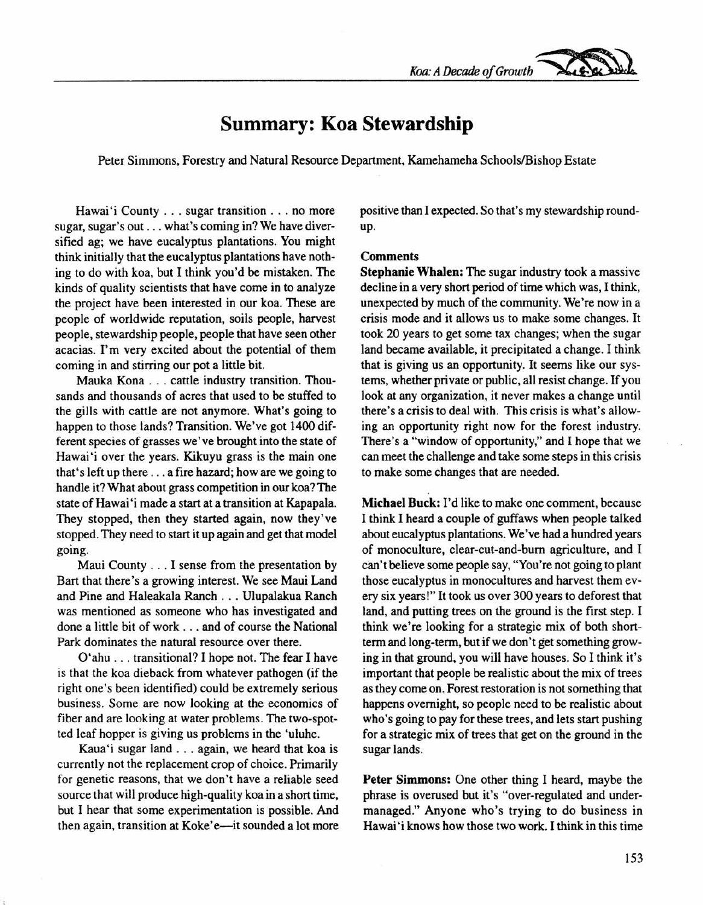# Summary: Koa Stewardship

Peter Simmons, Forestry and Natural Resource Department, Kamehameha Schools/Bishop Estate

Hawai'i County . . . sugar transition . . . no more sugar, sugar's out . . . what's coming in? We have diversified ag; we have eucalyptus plantations. You might think initially that the eucalyptus plantations have nothing to do with koa, but I think you'd be mistaken. The kinds of quality scientists that have come in to analyze the project have been interested in our koa. These are people of worldwide reputation, soils people, harvest people, stewardship people, people that have seen other acacias. I'm very excited about the potential of them coming in and stirring our pot a little bit.

Mauka Kona . . . cattle industry transition. Thousands and thousands of acres that used to be stuffed to the gills with cattle are not anymore. What's going to happen to those lands? Transition. We've got 1400 different species of grasses we've brought into the state of Hawai'i over the years. Kikuyu grass is the main one that's left up there . . . a fire hazard; how are we going to handle it? What about grass competition in our koa? The state of Hawai'i made a start at a transition at Kapapala. They stopped, then they started again, now they've stopped. They need to start it up again and get that model going.

Maui County . . . I sense from the presentation by Bart that there's a growing interest. We see Maui Land and Pine and Haleakala Ranch . . . Ulupalakua Ranch was mentioned as someone who has investigated and done a little bit of work . . . and of course the National Park dominates the natural resource over there.

O'ahu . . . transitional? I hope not. The fear I have is that the koa dieback from whatever pathogen (if the right one's been identified) could be extremely serious business. Some are now looking at the economics of fiber and are looking at water problems. The two-spotted leaf hopper is giving us problems in the 'uluhe.

Kaua'i sugar land . . . again, we heard that koa is currently not the replacement crop of choice. Primarily for genetic reasons, that we don't have a reliable seed source that will produce high-quality koa in a short time, but I hear that some experimentation is possible. And then again, transition at Koke'e—it sounded a lot more positive than I expected. So that's my stewardship roundup.

### Comments

**Stephanie Whalen:** The sugar industry took a massive decline in a very short period of time which was, I think, unexpected by much of the community. We're now in a crisis mode and it allows us to make some changes. It took 20 years to get some tax changes; when the sugar land became available, it precipitated a change. I think that is giving us an opportunity. It seems like our systems, whether private or public, all resist change. If you look at any organization, it never makes a change until there's a crisis to deal with. This crisis is what's allowing an opportunity right now for the forest industry. There's a "window of opportunity," and I hope that we can meet the challenge and take some steps in this crisis to make some changes that are needed.

**Michael Buck:** I'd like to make one comment, because I think I heard a couple of guffaws when people talked about eucalyptus plantations. We've had a hundred years of monoculture, clear-cut-and-burn agriculture, and I can't believe some people say, "You're not going to plant those eucalyptus in monocultures and harvest them every six years!" It took us over 300 years to deforest that land, and putting trees on the ground is the first step. I think we're looking for a strategic mix of both short-term and long-term, but if we don't get something growing in that ground, you will have houses. So I think it's important that people be realistic about the mix of trees as they come on. Forest restoration is not something that happens overnight, so people need to be realistic about who's going to pay for these trees, and lets start pushing for a strategic mix of trees that get on the ground in the sugar lands.

**Peter Simmons:** One other thing I heard, maybe the phrase is overused but it's "over-regulated and under-managed." Anyone who's trying to do business in Hawai'i knows how those two work. I think in this time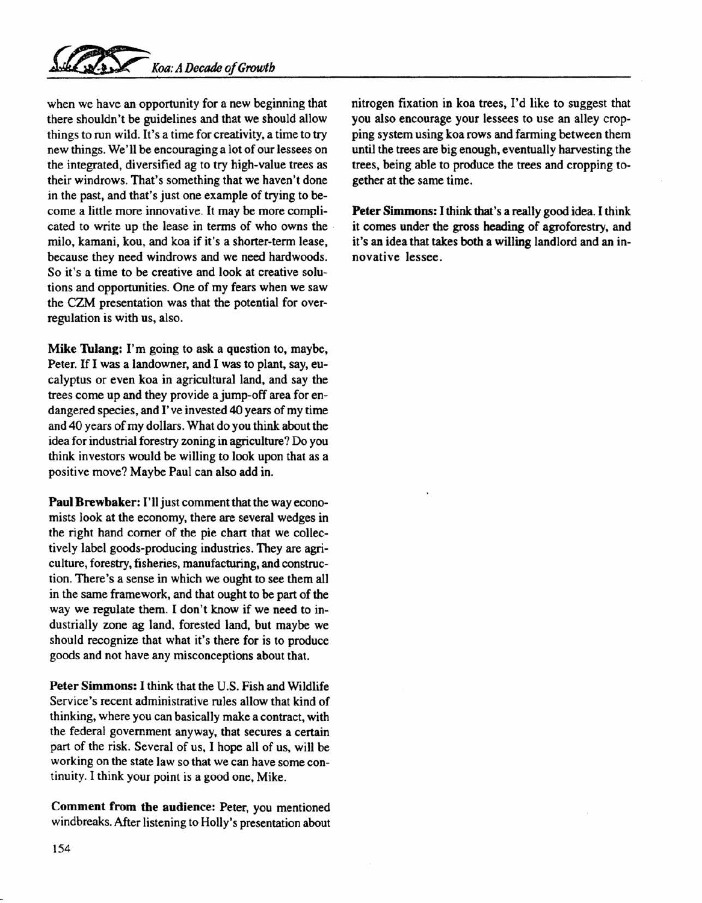when we have an opportunity for a new beginning that there shouldn't be guidelines and that we should allow things to run wild. It's a time for creativity, a time to try new things. We'll be encouraging a lot of our lessees on the integrated, diversified ag to try high-value trees as their windrows. That's something that we haven't done in the past, and that's just one example of trying to become a little more innovative. It may be more complicated to write up the lease in terms of who owns the milo, kamani, kou, and koa if it's a shorter-term lease, because they need windrows and we need hardwoods. So it's a time to be creative and look at creative solutions and opportunities. One of my fears when we saw the CZM presentation was that the potential for overregulation is with us, also.

**Mike Tulang:** I'm going to ask a question to, maybe, Peter. If I was a landowner, and I was to plant, say, eucalyptus or even koa in agricultural land, and say the trees come up and they provide a jump-off area for endangered species, and I've invested 40 years of my time and 40 years of my dollars. What do you think about the idea for industrial forestry zoning in agriculture? Do you think investors would be willing to look upon that as a positive move? Maybe Paul can also add in.

**Paul Brewbaker:** I'll just comment that the way economists look at the economy, there are several wedges in the right hand corner of the pie chart that we collectively label goods-producing industries. They are agriculture, forestry, fisheries, manufacturing, and construction. There's a sense in which we ought to see them all in the same framework, and that ought to be part of the way we regulate them. I don't know if we need to industrially zone ag land, forested land, but maybe we should recognize that what it's there for is to produce goods and not have any misconceptions about that.

**Peter Simmons:** I think that the U.S. Fish and Wildlife Service's recent administrative rules allow that kind of thinking, where you can basically make a contract, with the federal government anyway, that secures a certain part of the risk. Several of us, I hope all of us, will be working on the state law so that we can have some continuity. I think your point is a good one, Mike.

**Comment from the audience:** Peter, you mentioned windbreaks. After listening to Holly's presentation about nitrogen fixation in koa trees, I'd like to suggest that you also encourage your lessees to use an alley cropping system using koa rows and farming between them until the trees are big enough, eventually harvesting the trees, being able to produce the trees and cropping together at the same time.

**Peter Simmons:** I think that's a really good idea. I think it comes under the gross heading of agroforestry, and it's an idea that takes both a willing landlord and an innovative lessee.